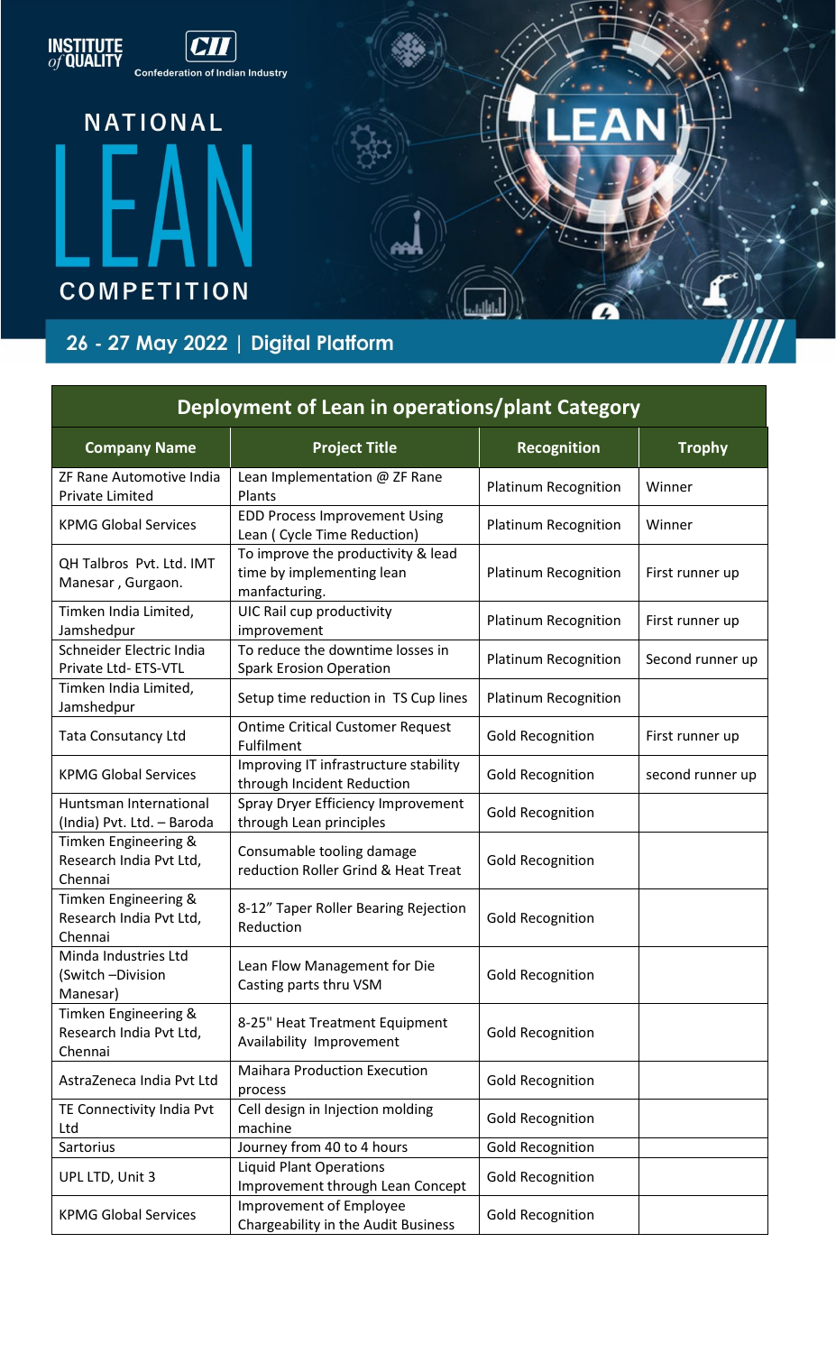INSTITUTE of QUALITY

CII Confederation of Indian Industry

# NATIONAL LEAN COMPETITION

26 - 27 May 2022 | Digital Platform

| Deployment of Lean in operations/plant Category | | | |
|---|---|---|---|
| **Company Name** | **Project Title** | **Recognition** | **Trophy** |
| ZF Rane Automotive India Private Limited | Lean Implementation @ ZF Rane Plants | Platinum Recognition | Winner |
| KPMG Global Services | EDD Process Improvement Using Lean ( Cycle Time Reduction) | Platinum Recognition | Winner |
| QH Talbros Pvt. Ltd. IMT Manesar , Gurgaon. | To improve the productivity & lead time by implementing lean manfacturing. | Platinum Recognition | First runner up |
| Timken India Limited, Jamshedpur | UIC Rail cup productivity improvement | Platinum Recognition | First runner up |
| Schneider Electric India Private Ltd- ETS-VTL | To reduce the downtime losses in Spark Erosion Operation | Platinum Recognition | Second runner up |
| Timken India Limited, Jamshedpur | Setup time reduction in TS Cup lines | Platinum Recognition | |
| Tata Consutancy Ltd | Ontime Critical Customer Request Fulfilment | Gold Recognition | First runner up |
| KPMG Global Services | Improving IT infrastructure stability through Incident Reduction | Gold Recognition | second runner up |
| Huntsman International (India) Pvt. Ltd. – Baroda | Spray Dryer Efficiency Improvement through Lean principles | Gold Recognition | |
| Timken Engineering & Research India Pvt Ltd, Chennai | Consumable tooling damage reduction Roller Grind & Heat Treat | Gold Recognition | |
| Timken Engineering & Research India Pvt Ltd, Chennai | 8-12" Taper Roller Bearing Rejection Reduction | Gold Recognition | |
| Minda Industries Ltd (Switch –Division Manesar) | Lean Flow Management for Die Casting parts thru VSM | Gold Recognition | |
| Timken Engineering & Research India Pvt Ltd, Chennai | 8-25" Heat Treatment Equipment Availability Improvement | Gold Recognition | |
| AstraZeneca India Pvt Ltd | Maihara Production Execution process | Gold Recognition | |
| TE Connectivity India Pvt Ltd | Cell design in Injection molding machine | Gold Recognition | |
| Sartorius | Journey from 40 to 4 hours | Gold Recognition | |
| UPL LTD, Unit 3 | Liquid Plant Operations Improvement through Lean Concept | Gold Recognition | |
| KPMG Global Services | Improvement of Employee Chargeability in the Audit Business | Gold Recognition | |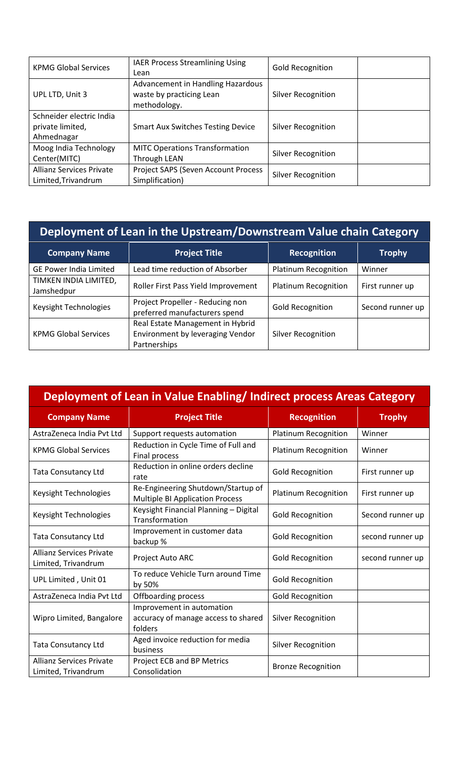| | | | |
|---|---|---|---|
| KPMG Global Services | IAER Process Streamlining Using Lean | Gold Recognition | |
| UPL LTD, Unit 3 | Advancement in Handling Hazardous waste by practicing Lean methodology. | Silver Recognition | |
| Schneider electric India private limited, Ahmednagar | Smart Aux Switches Testing Device | Silver Recognition | |
| Moog India Technology Center(MITC) | MITC Operations Transformation Through LEAN | Silver Recognition | |
| Allianz Services Private Limited,Trivandrum | Project SAPS (Seven Account Process Simplification) | Silver Recognition | |

## Deployment of Lean in the Upstream/Downstream Value chain Category

| Company Name | Project Title | Recognition | Trophy |
|---|---|---|---|
| GE Power India Limited | Lead time reduction of Absorber | Platinum Recognition | Winner |
| TIMKEN INDIA LIMITED, Jamshedpur | Roller First Pass Yield Improvement | Platinum Recognition | First runner up |
| Keysight Technologies | Project Propeller - Reducing non preferred manufacturers spend | Gold Recognition | Second runner up |
| KPMG Global Services | Real Estate Management in Hybrid Environment by leveraging Vendor Partnerships | Silver Recognition | |

## Deployment of Lean in Value Enabling/ Indirect process Areas Category

| Company Name | Project Title | Recognition | Trophy |
|---|---|---|---|
| AstraZeneca India Pvt Ltd | Support requests automation | Platinum Recognition | Winner |
| KPMG Global Services | Reduction in Cycle Time of Full and Final process | Platinum Recognition | Winner |
| Tata Consutancy Ltd | Reduction in online orders decline rate | Gold Recognition | First runner up |
| Keysight Technologies | Re-Engineering Shutdown/Startup of Multiple BI Application Process | Platinum Recognition | First runner up |
| Keysight Technologies | Keysight Financial Planning – Digital Transformation | Gold Recognition | Second runner up |
| Tata Consutancy Ltd | Improvement in customer data backup % | Gold Recognition | second runner up |
| Allianz Services Private Limited, Trivandrum | Project Auto ARC | Gold Recognition | second runner up |
| UPL Limited , Unit 01 | To reduce Vehicle Turn around Time by 50% | Gold Recognition | |
| AstraZeneca India Pvt Ltd | Offboarding process | Gold Recognition | |
| Wipro Limited, Bangalore | Improvement in automation accuracy of manage access to shared folders | Silver Recognition | |
| Tata Consutancy Ltd | Aged invoice reduction for media business | Silver Recognition | |
| Allianz Services Private Limited, Trivandrum | Project ECB and BP Metrics Consolidation | Bronze Recognition | |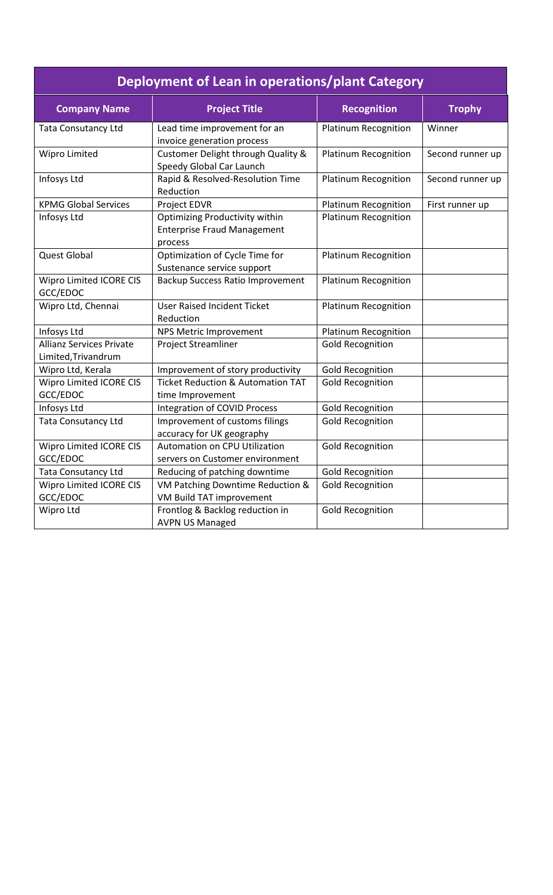## Deployment of Lean in operations/plant Category

| Company Name | Project Title | Recognition | Trophy |
|---|---|---|---|
| Tata Consutancy Ltd | Lead time improvement for an invoice generation process | Platinum Recognition | Winner |
| Wipro Limited | Customer Delight through Quality & Speedy Global Car Launch | Platinum Recognition | Second runner up |
| Infosys Ltd | Rapid & Resolved-Resolution Time Reduction | Platinum Recognition | Second runner up |
| KPMG Global Services | Project EDVR | Platinum Recognition | First runner up |
| Infosys Ltd | Optimizing Productivity within Enterprise Fraud Management process | Platinum Recognition | |
| Quest Global | Optimization of Cycle Time for Sustenance service support | Platinum Recognition | |
| Wipro Limited ICORE CIS GCC/EDOC | Backup Success Ratio Improvement | Platinum Recognition | |
| Wipro Ltd, Chennai | User Raised Incident Ticket Reduction | Platinum Recognition | |
| Infosys Ltd | NPS Metric Improvement | Platinum Recognition | |
| Allianz Services Private Limited,Trivandrum | Project Streamliner | Gold Recognition | |
| Wipro Ltd, Kerala | Improvement of story productivity | Gold Recognition | |
| Wipro Limited ICORE CIS GCC/EDOC | Ticket Reduction & Automation TAT time Improvement | Gold Recognition | |
| Infosys Ltd | Integration of COVID Process | Gold Recognition | |
| Tata Consutancy Ltd | Improvement of customs filings accuracy for UK geography | Gold Recognition | |
| Wipro Limited ICORE CIS GCC/EDOC | Automation on CPU Utilization servers on Customer environment | Gold Recognition | |
| Tata Consutancy Ltd | Reducing of patching downtime | Gold Recognition | |
| Wipro Limited ICORE CIS GCC/EDOC | VM Patching Downtime Reduction & VM Build TAT improvement | Gold Recognition | |
| Wipro Ltd | Frontlog & Backlog reduction in AVPN US Managed | Gold Recognition | |